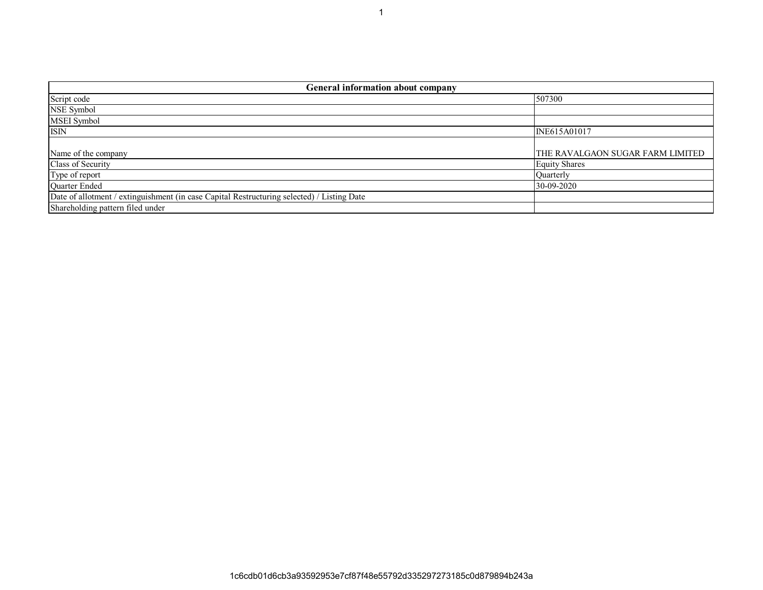| General information about company | |
|---|---|
| Script code | 507300 |
| NSE Symbol | |
| MSEI Symbol | |
| ISIN | INE615A01017 |
| Name of the company | THE RAVALGAON SUGAR FARM LIMITED |
| Class of Security | Equity Shares |
| Type of report | Quarterly |
| Quarter Ended | 30-09-2020 |
| Date of allotment / extinguishment (in case Capital Restructuring selected) / Listing Date | |
| Shareholding pattern filed under | |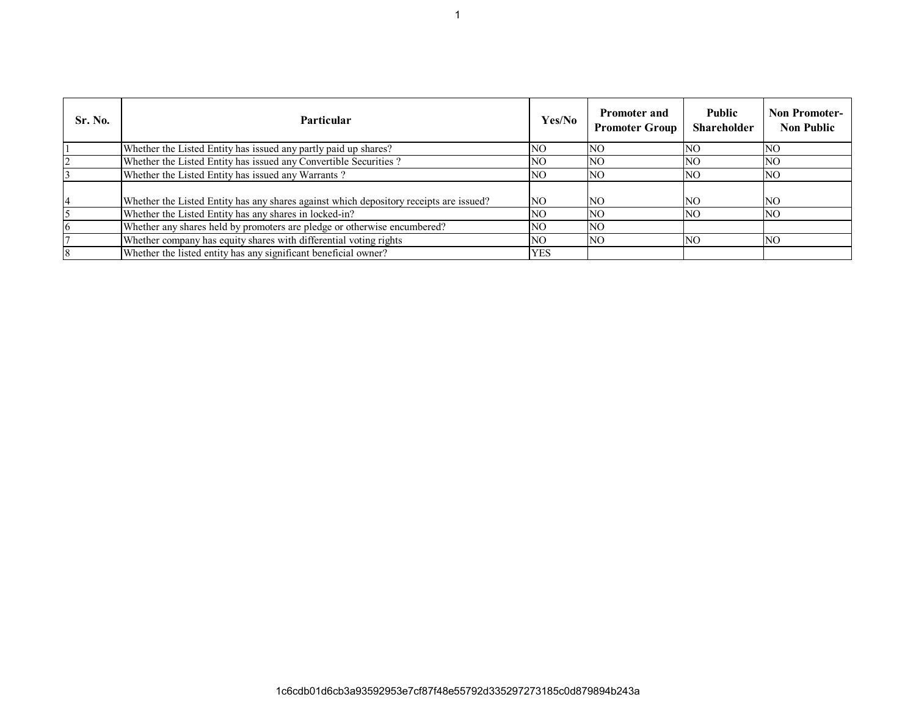| Sr. No. | Particular | Yes/No | Promoter and Promoter Group | Public Shareholder | Non Promoter- Non Public |
|---|---|---|---|---|---|
| 1 | Whether the Listed Entity has issued any partly paid up shares? | NO | NO | NO | NO |
| 2 | Whether the Listed Entity has issued any Convertible Securities ? | NO | NO | NO | NO |
| 3 | Whether the Listed Entity has issued any Warrants ? | NO | NO | NO | NO |
| 4 | Whether the Listed Entity has any shares against which depository receipts are issued? | NO | NO | NO | NO |
| 5 | Whether the Listed Entity has any shares in locked-in? | NO | NO | NO | NO |
| 6 | Whether any shares held by promoters are pledge or otherwise encumbered? | NO | NO | | |
| 7 | Whether company has equity shares with differential voting rights | NO | NO | NO | NO |
| 8 | Whether the listed entity has any significant beneficial owner? | YES | | | |

1c6cdb01d6cb3a93592953e7cf87f48e55792d335297273185c0d879894b243a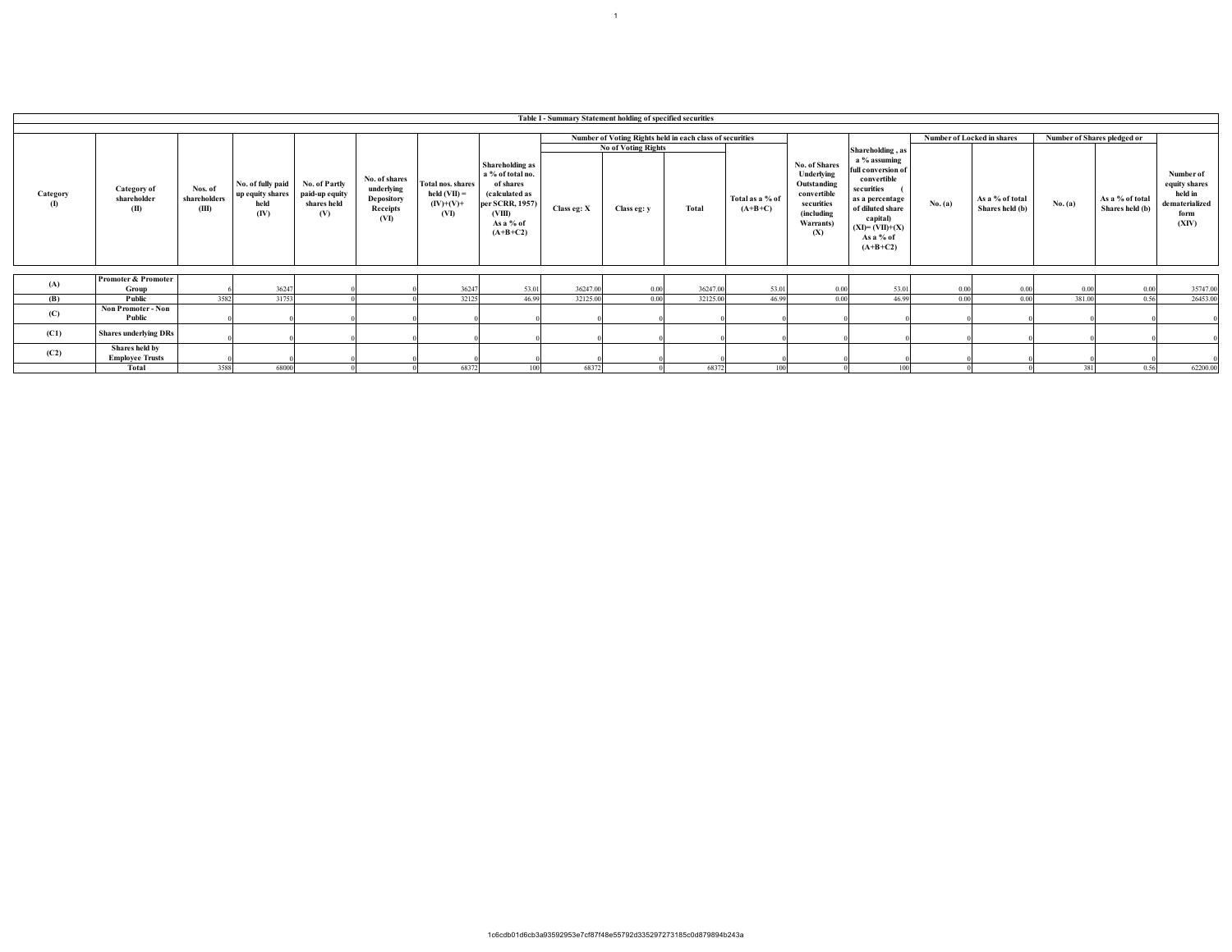**Table I - Summary Statement holding of specified securities**

| Category (I) | Category of shareholder (II) | Nos. of shareholders (III) | No. of fully paid up equity shares held (IV) | No. of Partly paid-up equity shares held (V) | No. of shares underlying Depository Receipts (VI) | Total nos. shares held (VII) = (IV)+(V)+ (VI) | Shareholding as a % of total no. of shares (calculated as per SCRR, 1957) (VIII) As a % of (A+B+C2) | Number of Voting Rights held in each class of securities | | | | No. of Shares Underlying Outstanding convertible securities (including Warrants) (X) | Shareholding , as a % assuming full conversion of convertible securities ( as a percentage of diluted share capital) (XI)= (VII)+(X) As a % of (A+B+C2) | Number of Locked in shares | | Number of Shares pledged or | | Number of equity shares held in dematerialized form (XIV) |
|---|---|---|---|---|---|---|---|---|---|---|---|---|---|---|---|---|---|---|
| | | | | | | | | No of Voting Rights | | | Total as a % of (A+B+C) | | | No. (a) | As a % of total Shares held (b) | No. (a) | As a % of total Shares held (b) | |
| | | | | | | | | Class eg: X | Class eg: y | Total | | | | | | | | |
| (A) | Promoter & Promoter Group | 6 | 36247 | 0 | 0 | 36247 | 53.01 | 36247.00 | 0.00 | 36247.00 | 53.01 | 0.00 | 53.01 | 0.00 | 0.00 | 0.00 | 0.00 | 35747.00 |
| (B) | Public | 3582 | 31753 | 0 | 0 | 32125 | 46.99 | 32125.00 | 0.00 | 32125.00 | 46.99 | 0.00 | 46.99 | 0.00 | 0.00 | 381.00 | 0.56 | 26453.00 |
| (C) | Non Promoter - Non Public | 0 | 0 | 0 | 0 | 0 | 0 | 0 | 0 | 0 | 0 | 0 | 0 | 0 | 0 | 0 | 0 | 0 |
| (C1) | Shares underlying DRs | 0 | 0 | 0 | 0 | 0 | 0 | 0 | 0 | 0 | 0 | 0 | 0 | 0 | 0 | 0 | 0 | 0 |
| (C2) | Shares held by Employee Trusts | 0 | 0 | 0 | 0 | 0 | 0 | 0 | 0 | 0 | 0 | 0 | 0 | 0 | 0 | 0 | 0 | 0 |
| | Total | 3588 | 68000 | 0 | 0 | 68372 | 100 | 68372 | 0 | 68372 | 100 | 0 | 100 | 0 | 0 | 381 | 0.56 | 62200.00 |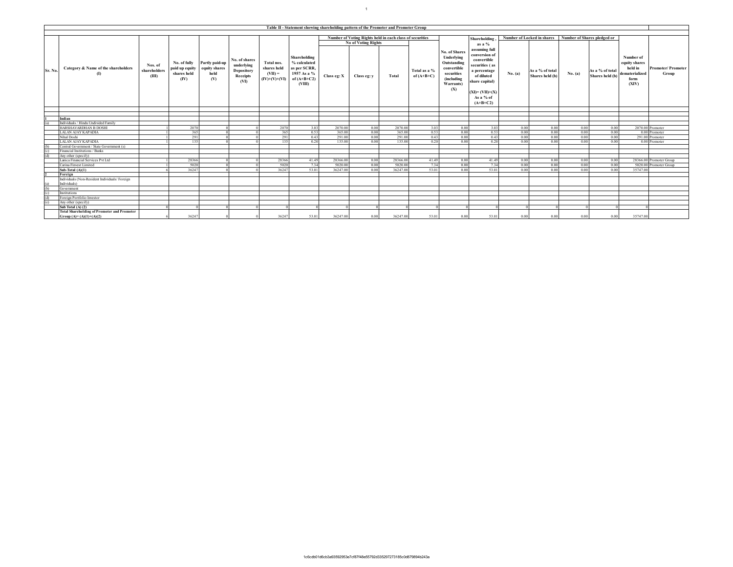## Table II - Statement showing shareholding pattern of the Promoter and Promoter Group

| Sr. No. | Category & Name of the shareholders (I) | Nos. of shareholders (III) | No. of fully paid up equity shares held (IV) | Partly paid-up equity shares held (V) | No. of shares underlying Depository Receipts (VI) | Total nos. shares held (VII) = (IV)+(V)+(VI) | Shareholding % calculated as per SCRR, 1957 As a % of (A+B+C2) (VIII) | Number of Voting Rights held in each class of securities | | | | No. of Shares Underlying Outstanding convertible securities (including Warrants) (X) | Shareholding , as a % assuming full conversion of convertible securities ( as a percentage of diluted share capital) (XI)= (VII)+(X) As a % of (A+B+C2) | Number of Locked in shares | | Number of Shares pledged or | | Number of equity shares held in dematerialized form (XIV) | Promoter/ Promoter Group |
|---|---|---|---|---|---|---|---|---|---|---|---|---|---|---|---|---|---|---|---|
| | | | | | | | | No of Voting Rights | | | Total as a % of (A+B+C) | | | No. (a) | As a % of total Shares held (b) | No. (a) | As a % of total Shares held (b) | | |
| | | | | | | | | Class eg: X | Class eg: y | Total | | | | | | | | | |
| 1 | **Indian** | | | | | | | | | | | | | | | | | | |
| (a) | Individuals / Hindu Undivided Family | | | | | | | | | | | | | | | | | | |
| | HARSHAVARDHAN B DOSHI | 1 | 2070 | 0 | 0 | 2070 | 3.03 | 2070.00 | 0.00 | 2070.00 | 3.03 | 0.00 | 3.03 | 0.00 | 0.00 | 0.00 | 0.00 | 2070.00 | Promoter |
| | LALAN AJAY KAPADIA | 1 | 365 | 0 | 0 | 365 | 0.53 | 365.00 | 0.00 | 365.00 | 0.53 | 0.00 | 0.53 | 0.00 | 0.00 | 0.00 | 0.00 | 0.00 | Promoter |
| | Nihal Doshi | 1 | 291 | 0 | 0 | 291 | 0.43 | 291.00 | 0.00 | 291.00 | 0.43 | 0.00 | 0.43 | 0.00 | 0.00 | 0.00 | 0.00 | 291.00 | Promoter |
| | LALAN AJAY KAPADIA | 1 | 135 | 0 | 0 | 135 | 0.20 | 135.00 | 0.00 | 135.00 | 0.20 | 0.00 | 0.20 | 0.00 | 0.00 | 0.00 | 0.00 | 0.00 | Promoter |
| (b) | Central Government / State Government (s) | | | | | | | | | | | | | | | | | | |
| (c) | Financial Institutions / Banks | | | | | | | | | | | | | | | | | | |
| (d) | Any other (specify) | | | | | | | | | | | | | | | | | | |
| | Lanica Financial Services Pvt Ltd | 1 | 28366 | 0 | 0 | 28366 | 41.49 | 28366.00 | 0.00 | 28366.00 | 41.49 | 0.00 | 41.49 | 0.00 | 0.00 | 0.00 | 0.00 | 28366.00 | Promoter Group |
| | Carina Finvest Limited | 1 | 5020 | 0 | 0 | 5020 | 7.34 | 5020.00 | 0.00 | 5020.00 | 7.34 | 0.00 | 7.34 | 0.00 | 0.00 | 0.00 | 0.00 | 5020.00 | Promoter Group |
| | **Sub-Total (A)(1)** | 6 | 36247 | 0 | 0 | 36247 | 53.01 | 36247.00 | 0.00 | 36247.00 | 53.01 | 0.00 | 53.01 | 0.00 | 0.00 | 0.00 | 0.00 | 35747.00 | |
| 2 | **Foreign** | | | | | | | | | | | | | | | | | | |
| (a) | Individuals (Non-Resident Individuals/ Foreign Individuals) | | | | | | | | | | | | | | | | | | |
| (b) | Government | | | | | | | | | | | | | | | | | | |
| (c) | Institutions | | | | | | | | | | | | | | | | | | |
| (d) | Foreign Portfolio Investor | | | | | | | | | | | | | | | | | | |
| (e) | Any other (specify) | | | | | | | | | | | | | | | | | | |
| | **Sub Total (A) (2)** | 0 | 0 | 0 | 0 | 0 | 0 | 0 | 0 | 0 | 0 | 0 | 0 | 0 | 0 | 0 | 0 | 0 | |
| | **Total Shareholding of Promoter and Promoter Group (A)= (A)(1)+(A)(2)** | 6 | 36247 | 0 | 0 | 36247 | 53.01 | 36247.00 | 0.00 | 36247.00 | 53.01 | 0.00 | 53.01 | 0.00 | 0.00 | 0.00 | 0.00 | 35747.00 | |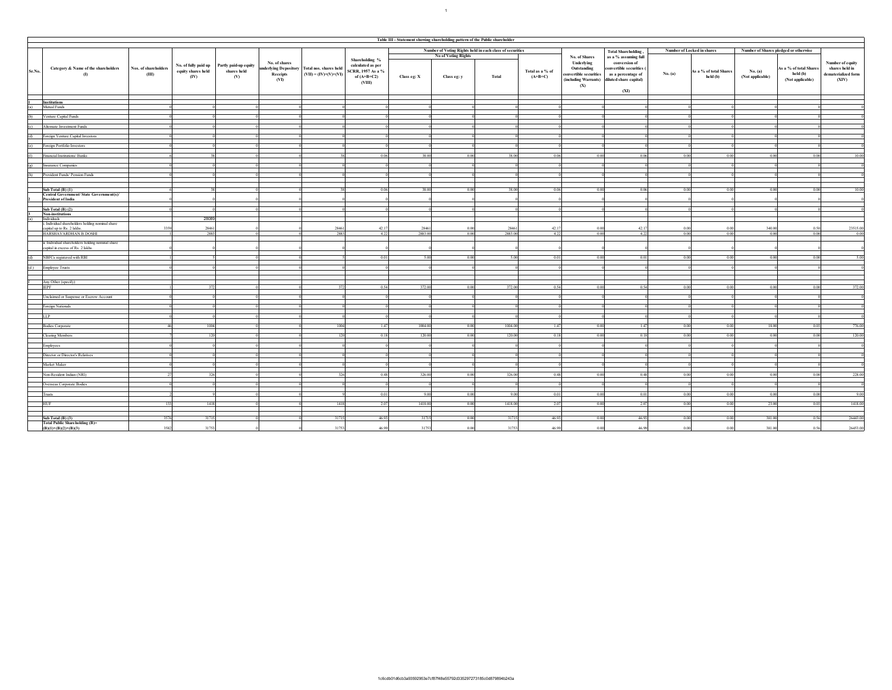**Table III - Statement showing shareholding pattern of the Public shareholder**

| Sr.No. | Category & Name of the shareholders (I) | Nos. of shareholders (III) | No. of fully paid up equity shares held (IV) | Partly paid-up equity shares held (V) | No. of shares underlying Depository Receipts (VI) | Total nos. shares held (VII) = (IV)+(V)+(VI) | Shareholding % calculated as per SCRR, 1957 As a % of (A+B+C2) (VIII) | Number of Voting Rights held in each class of securities (IX) | | | | No. of Shares Underlying Outstanding convertible securities (including Warrants) (X) | Total Shareholding , as a % assuming full conversion of convertible securities ( as a percentage of diluted share capital) (XI) | Number of Locked in shares (XII) | | Number of Shares pledged or otherwise encumbered (XIII) | | Number of equity shares held in dematerialized form (XIV) |
|---|---|---|---|---|---|---|---|---|---|---|---|---|---|---|---|---|---|---|
| | | | | | | | | No of Voting Rights | | | Total as a % of (A+B+C) | | | No. (a) | As a % of total Shares held (b) | No. (a) (Not applicable) | As a % of total Shares held (b) (Not applicable) | |
| | | | | | | | | Class eg: X | Class eg: y | Total | | | | | | | | |
| 1 | **Institutions** | | | | | | | | | | | | | | | | | |
| (a) | Mutual Funds | 0 | 0 | 0 | 0 | 0 | 0 | 0 | 0 | 0 | 0 | 0 | 0 | 0 | 0 | 0 | 0 | 0 |
| (b) | Venture Capital Funds | 0 | 0 | 0 | 0 | 0 | 0 | 0 | 0 | 0 | 0 | 0 | 0 | 0 | 0 | 0 | 0 | 0 |
| (c) | Alternate Investment Funds | 0 | 0 | 0 | 0 | 0 | 0 | 0 | 0 | 0 | 0 | 0 | 0 | 0 | 0 | 0 | 0 | 0 |
| (d) | Foreign Venture Capital Investors | 0 | 0 | 0 | 0 | 0 | 0 | 0 | 0 | 0 | 0 | 0 | 0 | 0 | 0 | 0 | 0 | 0 |
| (e) | Foreign Portfolio Investors | 0 | 0 | 0 | 0 | 0 | 0 | 0 | 0 | 0 | 0 | 0 | 0 | 0 | 0 | 0 | 0 | 0 |
| (f) | Financial Institutions/ Banks | 6 | 38 | 0 | 0 | 38 | 0.06 | 38.00 | 0.00 | 38.00 | 0.06 | 0.00 | 0.06 | 0.00 | 0.00 | 0.00 | 0.00 | 10.00 |
| (g) | Insurance Companies | 0 | 0 | 0 | 0 | 0 | 0 | 0 | 0 | 0 | 0 | 0 | 0 | 0 | 0 | 0 | 0 | 0 |
| (h) | Provident Funds/ Pension Funds | 0 | 0 | 0 | 0 | 0 | 0 | 0 | 0 | 0 | 0 | 0 | 0 | 0 | 0 | 0 | 0 | 0 |
| | **Sub Total (B) (1)** | 6 | 38 | 0 | 0 | 38 | 0.06 | 38.00 | 0.00 | 38.00 | 0.06 | 0.00 | 0.06 | 0.00 | 0.00 | 0.00 | 0.00 | 10.00 |
| 2 | **Central Government/ State Government(s)/ President of India** | 0 | 0 | 0 | 0 | 0 | 0 | 0 | 0 | 0 | 0 | 0 | 0 | 0 | 0 | 0 | 0 | 0 |
| | **Sub Total (B) (2)** | 0 | 0 | 0 | 0 | 0 | 0 | 0 | 0 | 0 | 0 | 0 | 0 | 0 | 0 | 0 | 0 | 0 |
| 3 | **Non-institutions** | | | | | | | | | | | | | | | | | |
| (a) | Individuals | | 28089 | | | | | | | | | | | | | | | |
| | i. Individual shareholders holding nominal share capital up to Rs. 2 lakhs. | 3359 | 28461 | 0 | 0 | 28461 | 42.17 | 28461 | 0.00 | 28461 | 42.17 | 0.00 | 42.17 | 0.00 | 0.00 | 340.00 | 0.50 | 23515.00 |
| | HARSHAVARDHAN B DOSHI | 1 | 2883 | 0 | 0 | 2883 | 4.22 | 2883.00 | 0.00 | 2883.00 | 4.22 | 0.00 | 4.22 | 0.00 | 0.00 | 0.00 | 0.00 | 0.00 |
| | ii. Individual shareholders holding nominal share capital in excess of Rs. 2 lakhs. | 0 | 0 | 0 | 0 | 0 | 0 | 0 | 0 | 0 | 0 | 0 | 0 | 0 | 0 | 0 | 0 | 0 |
| (b) | NBFCs registered with RBI | 1 | 5 | 0 | 0 | 5 | 0.01 | 5.00 | 0.00 | 5.00 | 0.01 | 0.00 | 0.01 | 0.00 | 0.00 | 0.00 | 0.00 | 5.00 |
| (c) | Employee Trusts | 0 | 0 | 0 | 0 | 0 | 0 | 0 | 0 | 0 | 0 | 0 | 0 | 0 | 0 | 0 | 0 | 0 |
| f | Any Other (specify) | | | | | | | | | | | | | | | | | |
| | IEPF | 1 | 372 | 0 | 0 | 372 | 0.54 | 372.00 | 0.00 | 372.00 | 0.54 | 0.00 | 0.54 | 0.00 | 0.00 | 0.00 | 0.00 | 372.00 |
| | Unclaimed or Suspense or Escrow Account | 0 | 0 | 0 | 0 | 0 | 0 | 0 | 0 | 0 | 0 | 0 | 0 | 0 | 0 | 0 | 0 | 0 |
| | Foreign Nationals | 0 | 0 | 0 | 0 | 0 | 0 | 0 | 0 | 0 | 0 | 0 | 0 | 0 | 0 | 0 | 0 | 0 |
| | LLP | 0 | 0 | 0 | 0 | 0 | 0 | 0 | 0 | 0 | 0 | 0 | 0 | 0 | 0 | 0 | 0 | 0 |
| | Bodies Corporate | 46 | 1004 | 0 | 0 | 1004 | 1.47 | 1004.00 | 0.00 | 1004.00 | 1.47 | 0.00 | 1.47 | 0.00 | 0.00 | 18.00 | 0.03 | 776.00 |
| | Clearing Members | 7 | 120 | 0 | 0 | 120 | 0.18 | 120.00 | 0.00 | 120.00 | 0.18 | 0.00 | 0.18 | 0.00 | 0.00 | 0.00 | 0.00 | 120.00 |
| | Employees | 0 | 0 | 0 | 0 | 0 | 0 | 0 | 0 | 0 | 0 | 0 | 0 | 0 | 0 | 0 | 0 | 0 |
| | Director or Director's Relatives | 0 | 0 | 0 | 0 | 0 | 0 | 0 | 0 | 0 | 0 | 0 | 0 | 0 | 0 | 0 | 0 | 0 |
| | Market Maker | 0 | 0 | 0 | 0 | 0 | 0 | 0 | 0 | 0 | 0 | 0 | 0 | 0 | 0 | 0 | 0 | 0 |
| | Non-Resident Indian (NRI) | 27 | 326 | 0 | 0 | 326 | 0.48 | 326.00 | 0.00 | 326.00 | 0.48 | 0.00 | 0.48 | 0.00 | 0.00 | 0.00 | 0.00 | 228.00 |
| | Overseas Corporate Bodies | 0 | 0 | 0 | 0 | 0 | 0 | 0 | 0 | 0 | 0 | 0 | 0 | 0 | 0 | 0 | 0 | 0 |
| | Trusts | 2 | 9 | 0 | 0 | 9 | 0.01 | 9.00 | 0.00 | 9.00 | 0.01 | 0.00 | 0.01 | 0.00 | 0.00 | 0.00 | 0.00 | 9.00 |
| | HUF | 133 | 1418 | 0 | 0 | 1418 | 2.07 | 1418.00 | 0.00 | 1418.00 | 2.07 | 0.00 | 2.07 | 0.00 | 0.00 | 23.00 | 0.03 | 1418.00 |
| | **Sub Total (B) (3)** | 3576 | 31715 | 0 | 0 | 31715 | 46.93 | 31715 | 0.00 | 31715 | 46.93 | 0.00 | 46.93 | 0.00 | 0.00 | 381.00 | 0.56 | 26443.00 |
| | **Total Public Shareholding (B)= (B)(1)+(B)(2)+(B)(3)** | 3582 | 31753 | 0 | 0 | 31753 | 46.99 | 31753 | 0.00 | 31753 | 46.99 | 0.00 | 46.99 | 0.00 | 0.00 | 381.00 | 0.56 | 26453.00 |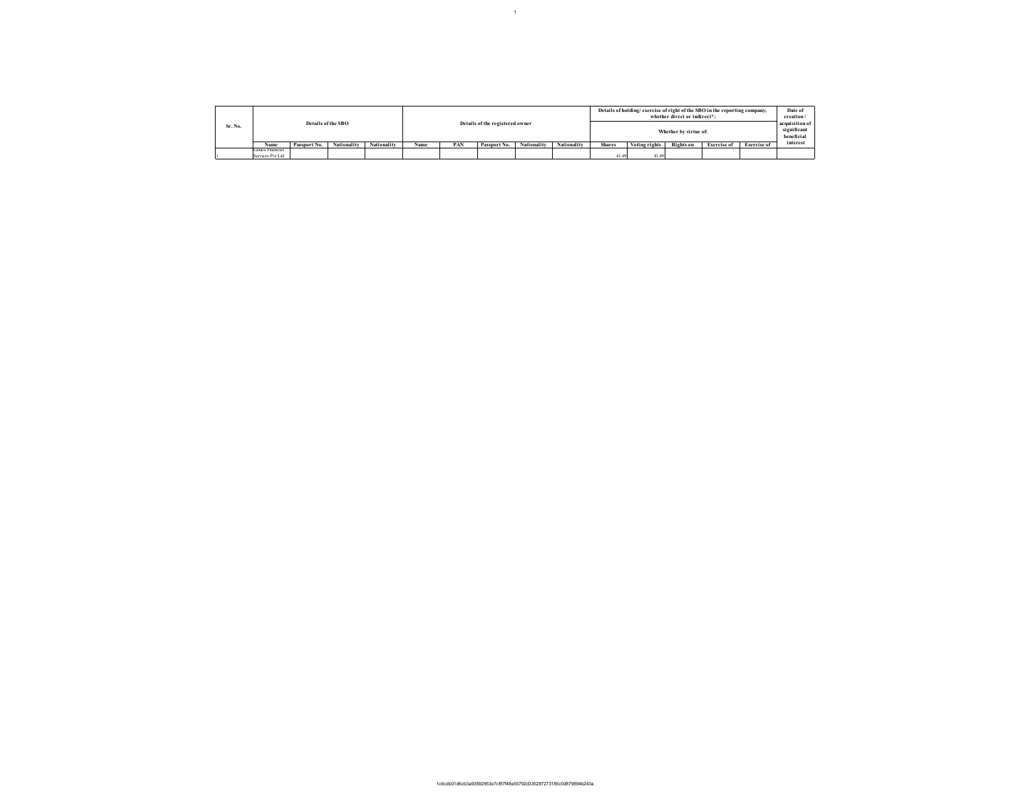| Sr. No. | Details of the SBO | | | | Details of the registered owner | | | | | Details of holding/ exercise of right of the SBO in the reporting company, whether direct or indirect*: | | | | | Date of creation / acquisition of significant beneficial interest |
|---|---|---|---|---|---|---|---|---|---|---|---|---|---|---|---|
| | | | | | | | | | | Whether by virtue of: | | | | | |
| | Name | Passport No. | Nationality | Nationality | Name | PAN | Passport No. | Nationality | Nationality | Shares | Voting rights | Rights on | Exercise of | Exercise of | |
| 1 | Lintera Financial Services Pvt Ltd | | | | | | | | | 41.49 | 41.49 | | | | |

1c6cdb01d6cb3a93592953e7cf87f48e55792d335297273185c0d879894b243a